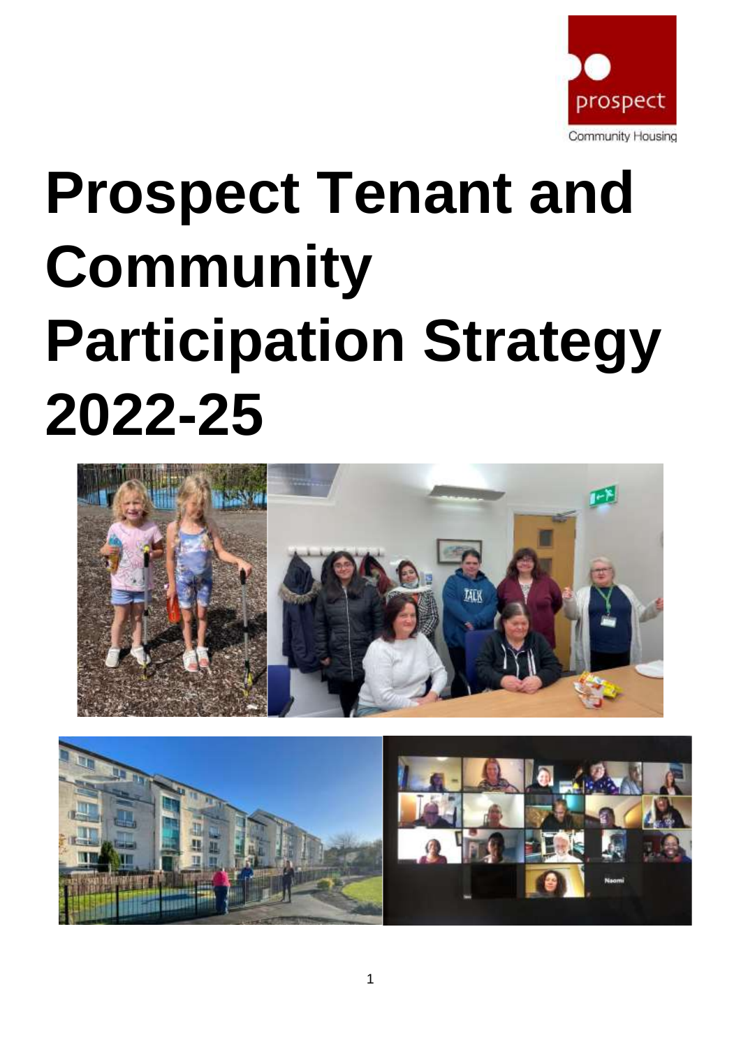prospect

Community Housing

# Prospect Tenant and Community Participation Strategy 2022-25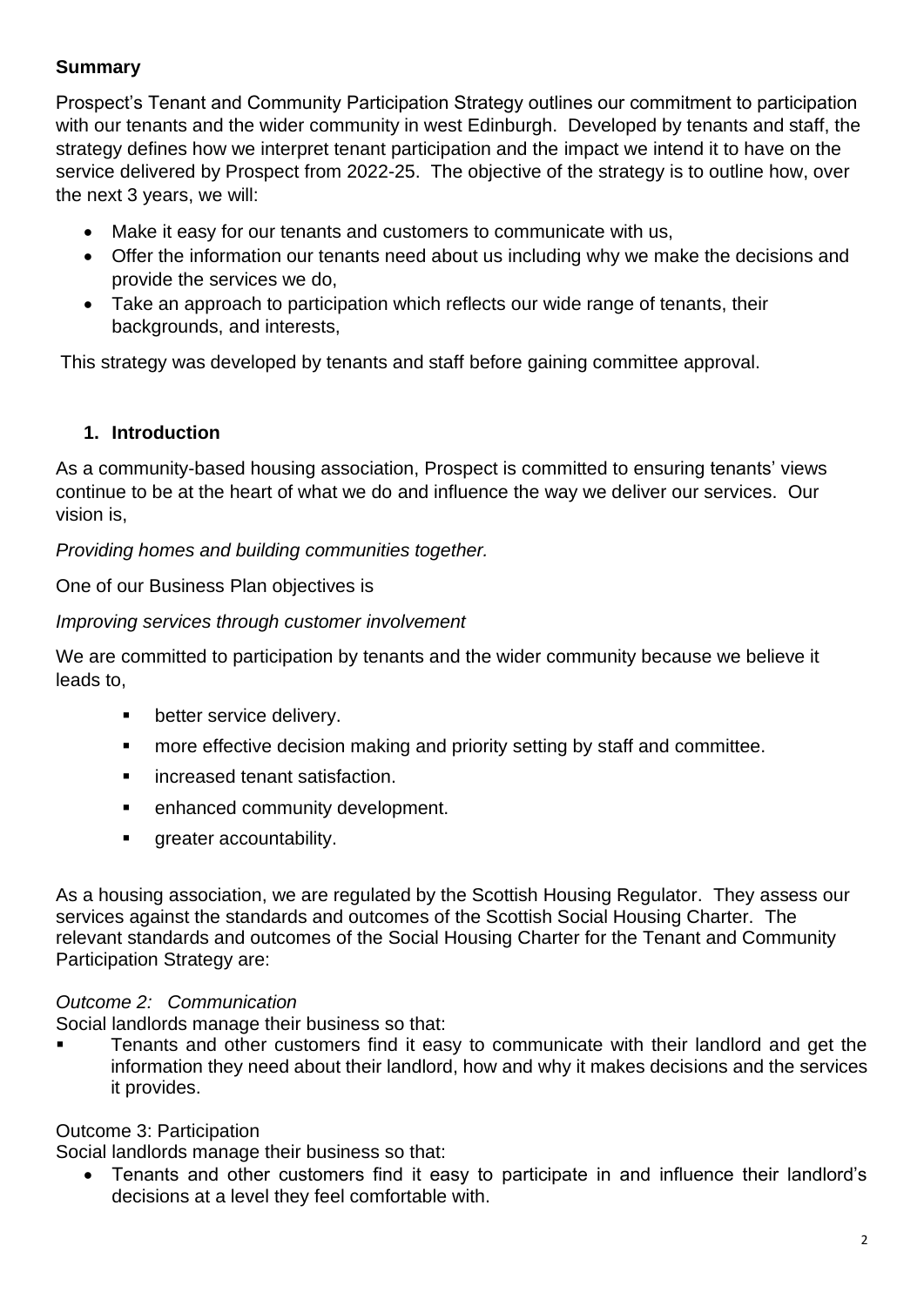**Summary**

Prospect's Tenant and Community Participation Strategy outlines our commitment to participation with our tenants and the wider community in west Edinburgh. Developed by tenants and staff, the strategy defines how we interpret tenant participation and the impact we intend it to have on the service delivered by Prospect from 2022-25. The objective of the strategy is to outline how, over the next 3 years, we will:

- Make it easy for our tenants and customers to communicate with us,
- Offer the information our tenants need about us including why we make the decisions and provide the services we do,
- Take an approach to participation which reflects our wide range of tenants, their backgrounds, and interests,

This strategy was developed by tenants and staff before gaining committee approval.

## 1. Introduction

As a community-based housing association, Prospect is committed to ensuring tenants' views continue to be at the heart of what we do and influence the way we deliver our services. Our vision is,

*Providing homes and building communities together.*

One of our Business Plan objectives is

*Improving services through customer involvement*

We are committed to participation by tenants and the wider community because we believe it leads to,

- better service delivery.
- more effective decision making and priority setting by staff and committee.
- increased tenant satisfaction.
- enhanced community development.
- greater accountability.

As a housing association, we are regulated by the Scottish Housing Regulator. They assess our services against the standards and outcomes of the Scottish Social Housing Charter. The relevant standards and outcomes of the Social Housing Charter for the Tenant and Community Participation Strategy are:

*Outcome 2: Communication*

Social landlords manage their business so that:

- Tenants and other customers find it easy to communicate with their landlord and get the information they need about their landlord, how and why it makes decisions and the services it provides.

Outcome 3: Participation

Social landlords manage their business so that:

- Tenants and other customers find it easy to participate in and influence their landlord's decisions at a level they feel comfortable with.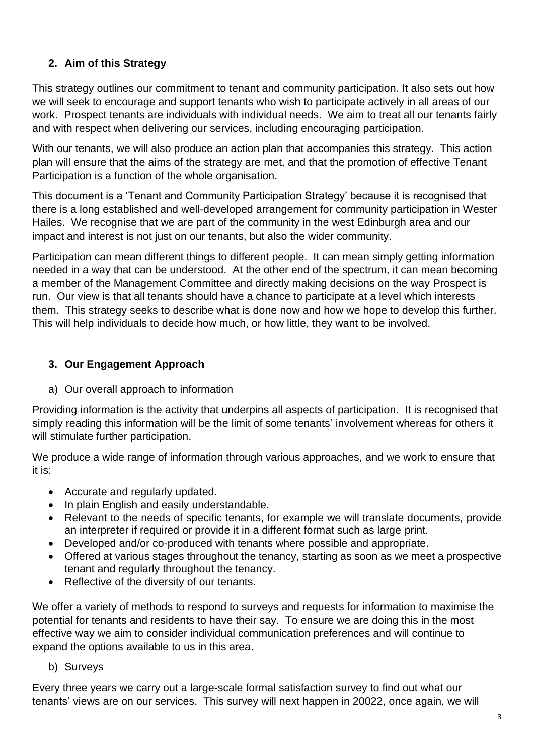## 2. Aim of this Strategy

This strategy outlines our commitment to tenant and community participation. It also sets out how we will seek to encourage and support tenants who wish to participate actively in all areas of our work. Prospect tenants are individuals with individual needs. We aim to treat all our tenants fairly and with respect when delivering our services, including encouraging participation.

With our tenants, we will also produce an action plan that accompanies this strategy. This action plan will ensure that the aims of the strategy are met, and that the promotion of effective Tenant Participation is a function of the whole organisation.

This document is a 'Tenant and Community Participation Strategy' because it is recognised that there is a long established and well-developed arrangement for community participation in Wester Hailes. We recognise that we are part of the community in the west Edinburgh area and our impact and interest is not just on our tenants, but also the wider community.

Participation can mean different things to different people. It can mean simply getting information needed in a way that can be understood. At the other end of the spectrum, it can mean becoming a member of the Management Committee and directly making decisions on the way Prospect is run. Our view is that all tenants should have a chance to participate at a level which interests them. This strategy seeks to describe what is done now and how we hope to develop this further. This will help individuals to decide how much, or how little, they want to be involved.

## 3. Our Engagement Approach

a) Our overall approach to information

Providing information is the activity that underpins all aspects of participation. It is recognised that simply reading this information will be the limit of some tenants' involvement whereas for others it will stimulate further participation.

We produce a wide range of information through various approaches, and we work to ensure that it is:

- Accurate and regularly updated.
- In plain English and easily understandable.
- Relevant to the needs of specific tenants, for example we will translate documents, provide an interpreter if required or provide it in a different format such as large print.
- Developed and/or co-produced with tenants where possible and appropriate.
- Offered at various stages throughout the tenancy, starting as soon as we meet a prospective tenant and regularly throughout the tenancy.
- Reflective of the diversity of our tenants.

We offer a variety of methods to respond to surveys and requests for information to maximise the potential for tenants and residents to have their say. To ensure we are doing this in the most effective way we aim to consider individual communication preferences and will continue to expand the options available to us in this area.

b) Surveys

Every three years we carry out a large-scale formal satisfaction survey to find out what our tenants' views are on our services. This survey will next happen in 20022, once again, we will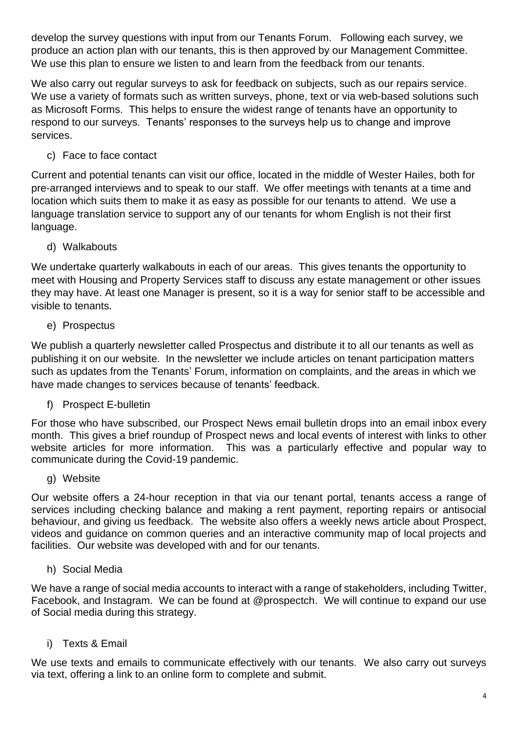develop the survey questions with input from our Tenants Forum. Following each survey, we produce an action plan with our tenants, this is then approved by our Management Committee. We use this plan to ensure we listen to and learn from the feedback from our tenants.

We also carry out regular surveys to ask for feedback on subjects, such as our repairs service. We use a variety of formats such as written surveys, phone, text or via web-based solutions such as Microsoft Forms. This helps to ensure the widest range of tenants have an opportunity to respond to our surveys. Tenants' responses to the surveys help us to change and improve services.

c) Face to face contact

Current and potential tenants can visit our office, located in the middle of Wester Hailes, both for pre-arranged interviews and to speak to our staff. We offer meetings with tenants at a time and location which suits them to make it as easy as possible for our tenants to attend. We use a language translation service to support any of our tenants for whom English is not their first language.

d) Walkabouts

We undertake quarterly walkabouts in each of our areas. This gives tenants the opportunity to meet with Housing and Property Services staff to discuss any estate management or other issues they may have. At least one Manager is present, so it is a way for senior staff to be accessible and visible to tenants.

e) Prospectus

We publish a quarterly newsletter called Prospectus and distribute it to all our tenants as well as publishing it on our website. In the newsletter we include articles on tenant participation matters such as updates from the Tenants' Forum, information on complaints, and the areas in which we have made changes to services because of tenants' feedback.

f) Prospect E-bulletin

For those who have subscribed, our Prospect News email bulletin drops into an email inbox every month. This gives a brief roundup of Prospect news and local events of interest with links to other website articles for more information. This was a particularly effective and popular way to communicate during the Covid-19 pandemic.

g) Website

Our website offers a 24-hour reception in that via our tenant portal, tenants access a range of services including checking balance and making a rent payment, reporting repairs or antisocial behaviour, and giving us feedback. The website also offers a weekly news article about Prospect, videos and guidance on common queries and an interactive community map of local projects and facilities. Our website was developed with and for our tenants.

h) Social Media

We have a range of social media accounts to interact with a range of stakeholders, including Twitter, Facebook, and Instagram. We can be found at @prospectch. We will continue to expand our use of Social media during this strategy.

i) Texts & Email

We use texts and emails to communicate effectively with our tenants. We also carry out surveys via text, offering a link to an online form to complete and submit.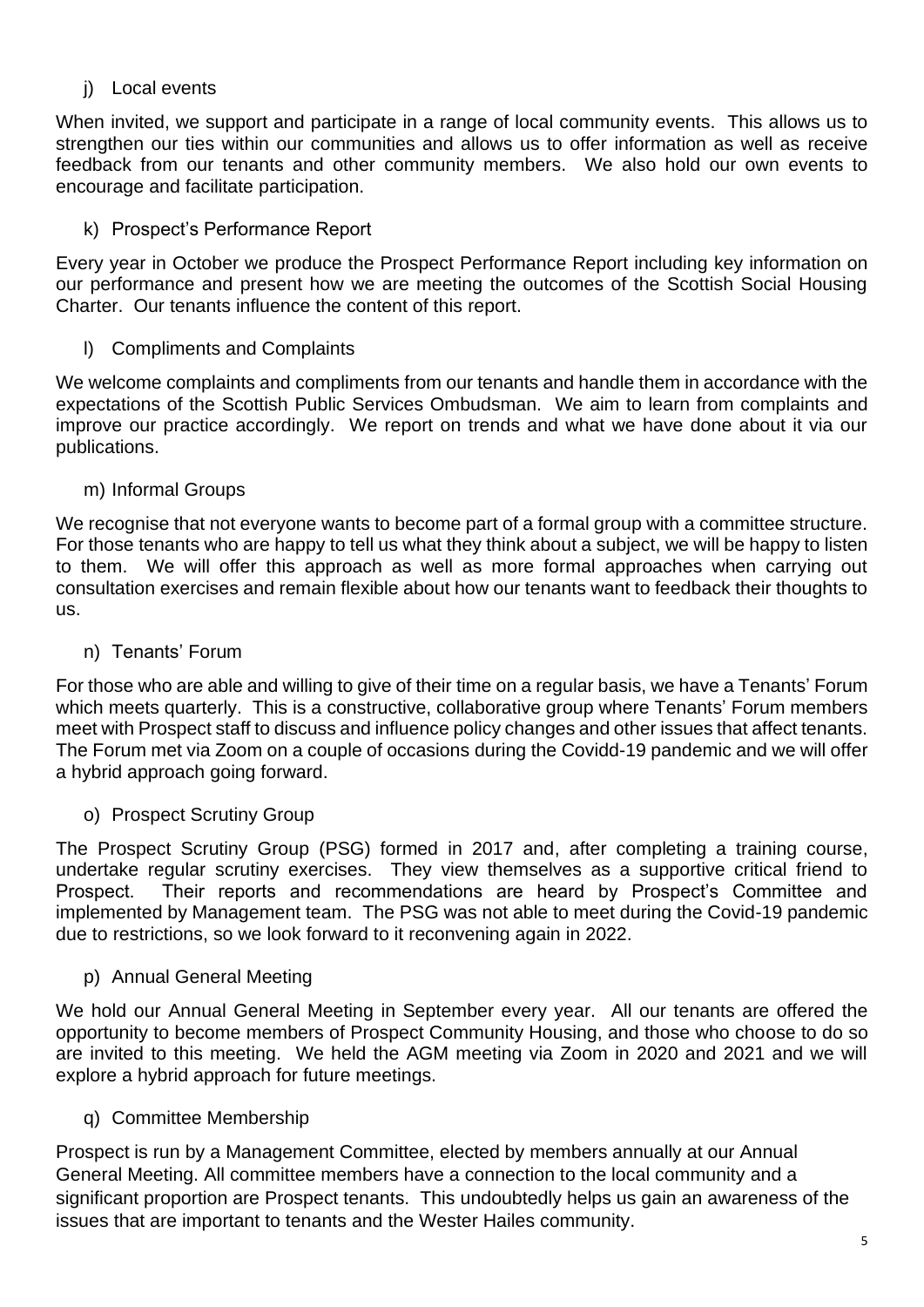j) Local events

When invited, we support and participate in a range of local community events. This allows us to strengthen our ties within our communities and allows us to offer information as well as receive feedback from our tenants and other community members. We also hold our own events to encourage and facilitate participation.

k) Prospect's Performance Report

Every year in October we produce the Prospect Performance Report including key information on our performance and present how we are meeting the outcomes of the Scottish Social Housing Charter. Our tenants influence the content of this report.

l) Compliments and Complaints

We welcome complaints and compliments from our tenants and handle them in accordance with the expectations of the Scottish Public Services Ombudsman. We aim to learn from complaints and improve our practice accordingly. We report on trends and what we have done about it via our publications.

m) Informal Groups

We recognise that not everyone wants to become part of a formal group with a committee structure. For those tenants who are happy to tell us what they think about a subject, we will be happy to listen to them. We will offer this approach as well as more formal approaches when carrying out consultation exercises and remain flexible about how our tenants want to feedback their thoughts to us.

n) Tenants' Forum

For those who are able and willing to give of their time on a regular basis, we have a Tenants' Forum which meets quarterly. This is a constructive, collaborative group where Tenants' Forum members meet with Prospect staff to discuss and influence policy changes and other issues that affect tenants. The Forum met via Zoom on a couple of occasions during the Covidd-19 pandemic and we will offer a hybrid approach going forward.

o) Prospect Scrutiny Group

The Prospect Scrutiny Group (PSG) formed in 2017 and, after completing a training course, undertake regular scrutiny exercises. They view themselves as a supportive critical friend to Prospect. Their reports and recommendations are heard by Prospect's Committee and implemented by Management team. The PSG was not able to meet during the Covid-19 pandemic due to restrictions, so we look forward to it reconvening again in 2022.

p) Annual General Meeting

We hold our Annual General Meeting in September every year. All our tenants are offered the opportunity to become members of Prospect Community Housing, and those who choose to do so are invited to this meeting. We held the AGM meeting via Zoom in 2020 and 2021 and we will explore a hybrid approach for future meetings.

q) Committee Membership

Prospect is run by a Management Committee, elected by members annually at our Annual General Meeting. All committee members have a connection to the local community and a significant proportion are Prospect tenants. This undoubtedly helps us gain an awareness of the issues that are important to tenants and the Wester Hailes community.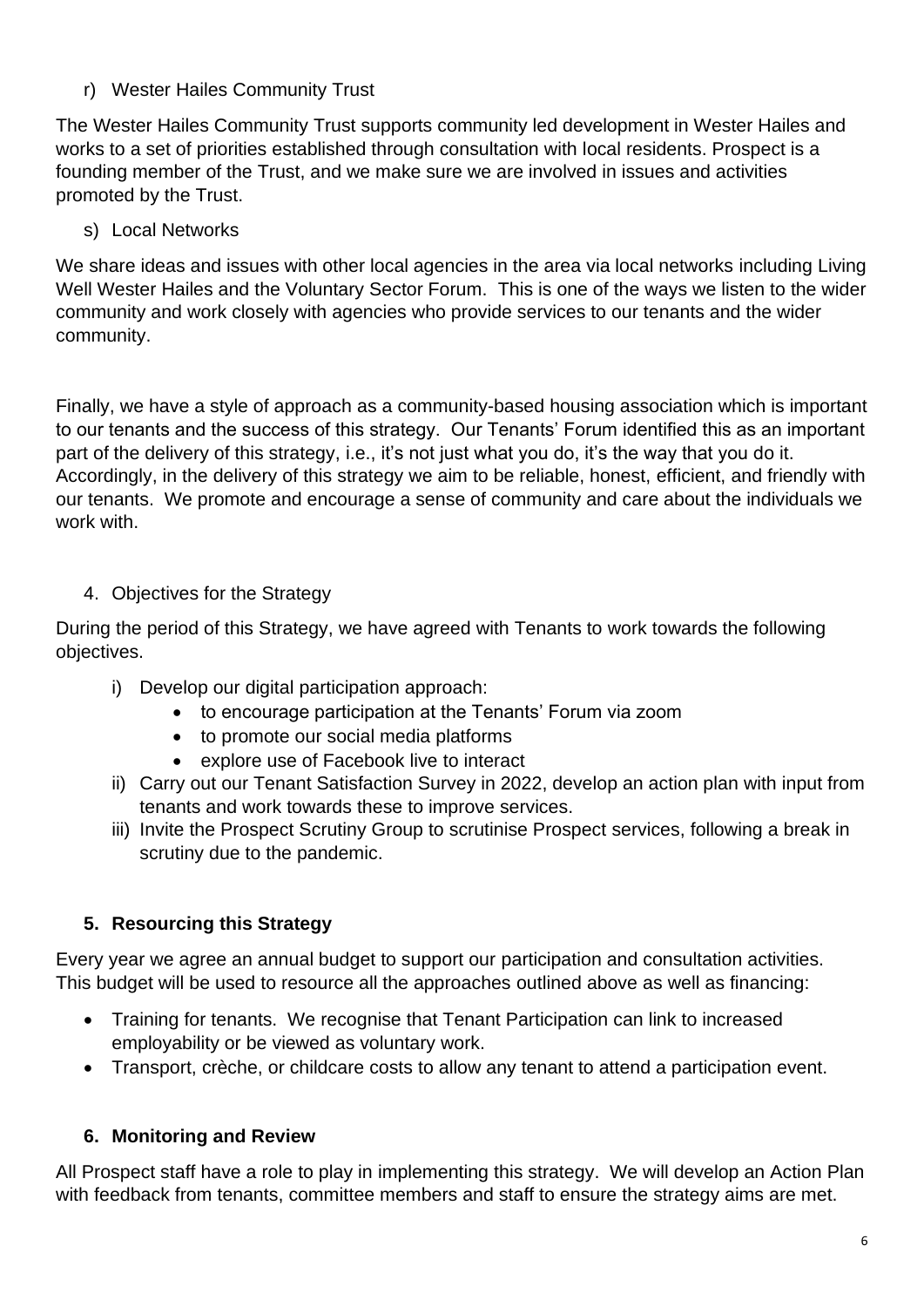r) Wester Hailes Community Trust

The Wester Hailes Community Trust supports community led development in Wester Hailes and works to a set of priorities established through consultation with local residents. Prospect is a founding member of the Trust, and we make sure we are involved in issues and activities promoted by the Trust.

s) Local Networks

We share ideas and issues with other local agencies in the area via local networks including Living Well Wester Hailes and the Voluntary Sector Forum. This is one of the ways we listen to the wider community and work closely with agencies who provide services to our tenants and the wider community.

Finally, we have a style of approach as a community-based housing association which is important to our tenants and the success of this strategy. Our Tenants' Forum identified this as an important part of the delivery of this strategy, i.e., it's not just what you do, it's the way that you do it. Accordingly, in the delivery of this strategy we aim to be reliable, honest, efficient, and friendly with our tenants. We promote and encourage a sense of community and care about the individuals we work with.

4. Objectives for the Strategy

During the period of this Strategy, we have agreed with Tenants to work towards the following objectives.

i) Develop our digital participation approach:
   - to encourage participation at the Tenants' Forum via zoom
   - to promote our social media platforms
   - explore use of Facebook live to interact
ii) Carry out our Tenant Satisfaction Survey in 2022, develop an action plan with input from tenants and work towards these to improve services.
iii) Invite the Prospect Scrutiny Group to scrutinise Prospect services, following a break in scrutiny due to the pandemic.

## 5. Resourcing this Strategy

Every year we agree an annual budget to support our participation and consultation activities. This budget will be used to resource all the approaches outlined above as well as financing:

- Training for tenants. We recognise that Tenant Participation can link to increased employability or be viewed as voluntary work.
- Transport, crèche, or childcare costs to allow any tenant to attend a participation event.

## 6. Monitoring and Review

All Prospect staff have a role to play in implementing this strategy. We will develop an Action Plan with feedback from tenants, committee members and staff to ensure the strategy aims are met.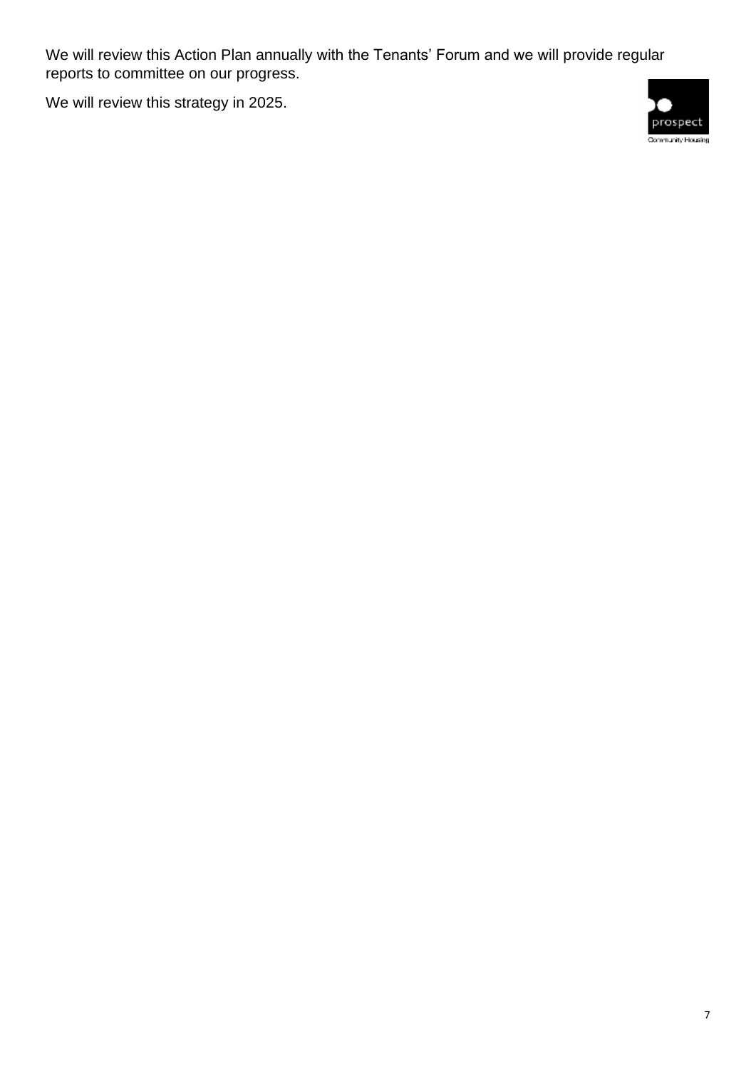We will review this Action Plan annually with the Tenants' Forum and we will provide regular reports to committee on our progress.

We will review this strategy in 2025.